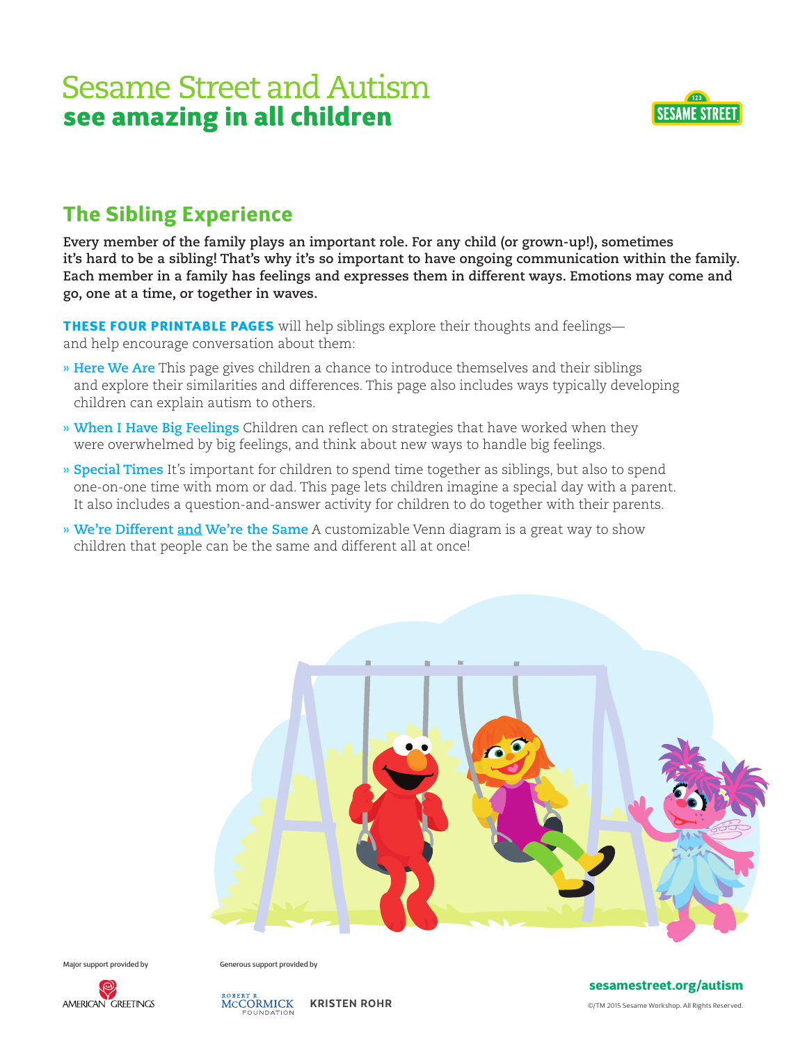# Sesame Street and Autism
## see amazing in all children

## The Sibling Experience

**Every member of the family plays an important role. For any child (or grown-up!), sometimes it's hard to be a sibling! That's why it's so important to have ongoing communication within the family. Each member in a family has feelings and expresses them in different ways. Emotions may come and go, one at a time, or together in waves.**

**THESE FOUR PRINTABLE PAGES** will help siblings explore their thoughts and feelings—and help encourage conversation about them:

- » **Here We Are** This page gives children a chance to introduce themselves and their siblings and explore their similarities and differences. This page also includes ways typically developing children can explain autism to others.
- » **When I Have Big Feelings** Children can reflect on strategies that have worked when they were overwhelmed by big feelings, and think about new ways to handle big feelings.
- » **Special Times** It's important for children to spend time together as siblings, but also to spend one-on-one time with mom or dad. This page lets children imagine a special day with a parent. It also includes a question-and-answer activity for children to do together with their parents.
- » **We're Different and We're the Same** A customizable Venn diagram is a great way to show children that people can be the same and different all at once!

Major support provided by AMERICAN GREETINGS

Generous support provided by ROBERT R. McCORMICK FOUNDATION, KRISTEN ROHR

sesamestreet.org/autism

©/TM 2015 Sesame Workshop. All Rights Reserved.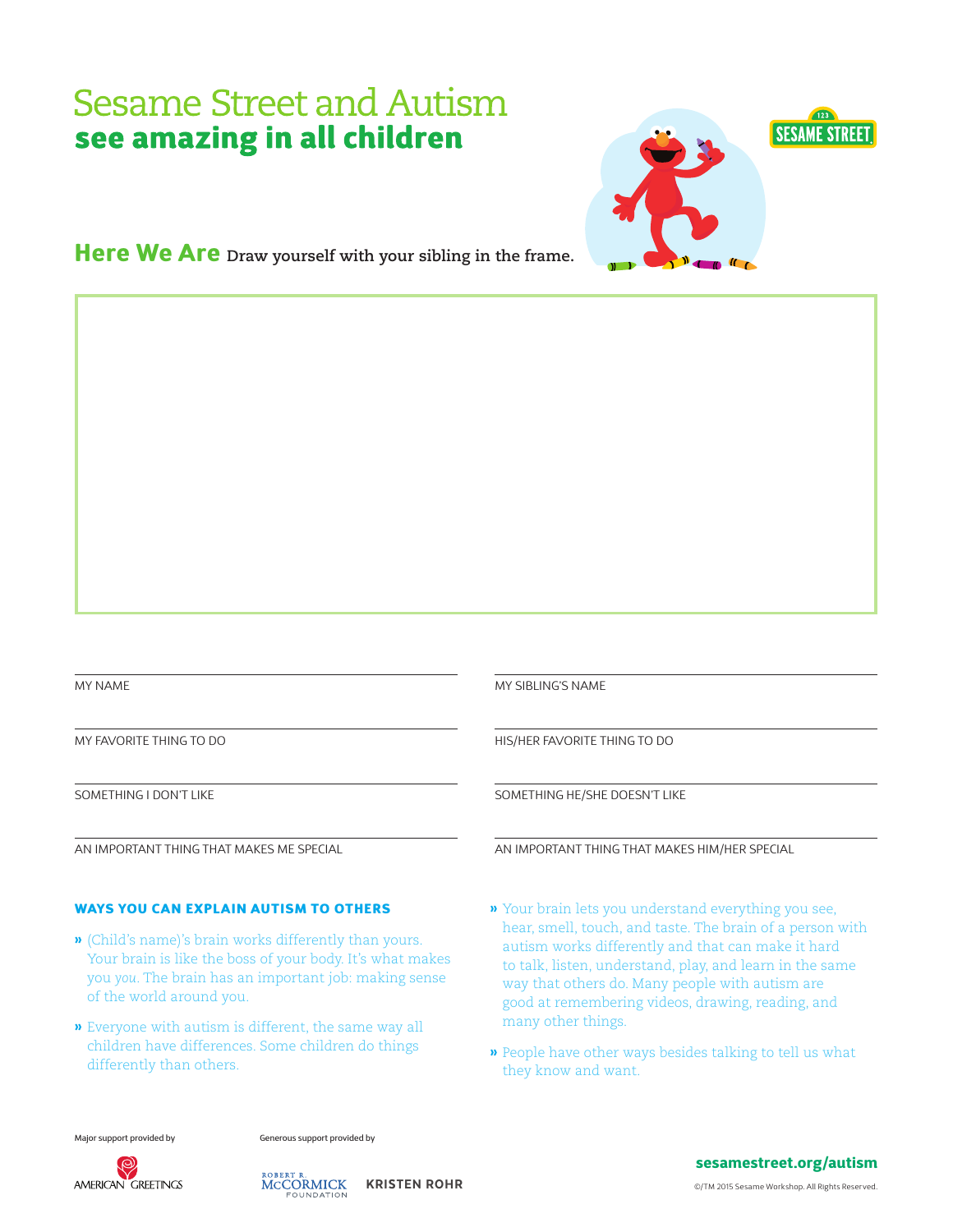# Sesame Street and Autism
## see amazing in all children

**Here We Are** Draw yourself with your sibling in the frame.

MY NAME

MY SIBLING'S NAME

MY FAVORITE THING TO DO

HIS/HER FAVORITE THING TO DO

SOMETHING I DON'T LIKE

SOMETHING HE/SHE DOESN'T LIKE

AN IMPORTANT THING THAT MAKES ME SPECIAL

AN IMPORTANT THING THAT MAKES HIM/HER SPECIAL

### WAYS YOU CAN EXPLAIN AUTISM TO OTHERS

- (Child's name)'s brain works differently than yours. Your brain is like the boss of your body. It's what makes you *you*. The brain has an important job: making sense of the world around you.
- Everyone with autism is different, the same way all children have differences. Some children do things differently than others.
- Your brain lets you understand everything you see, hear, smell, touch, and taste. The brain of a person with autism works differently and that can make it hard to talk, listen, understand, play, and learn in the same way that others do. Many people with autism are good at remembering videos, drawing, reading, and many other things.
- People have other ways besides talking to tell us what they know and want.

Major support provided by

AMERICAN GREETINGS

Generous support provided by

ROBERT R. McCORMICK FOUNDATION

KRISTEN ROHR

**sesamestreet.org/autism**

©/TM 2015 Sesame Workshop. All Rights Reserved.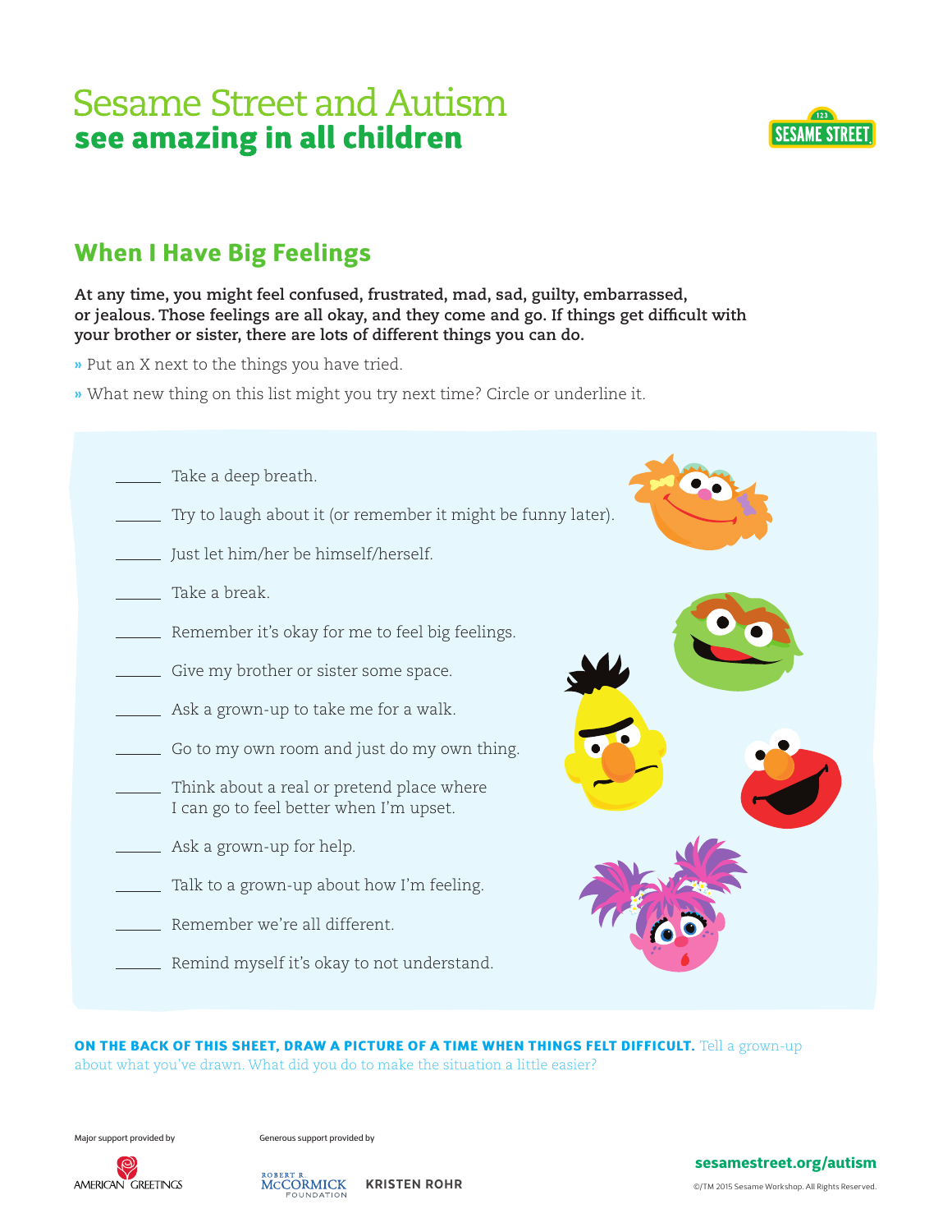# Sesame Street and Autism
## see amazing in all children

## When I Have Big Feelings

**At any time, you might feel confused, frustrated, mad, sad, guilty, embarrassed, or jealous. Those feelings are all okay, and they come and go. If things get difficult with your brother or sister, there are lots of different things you can do.**

» Put an X next to the things you have tried.

» What new thing on this list might you try next time? Circle or underline it.

_____ Take a deep breath.

_____ Try to laugh about it (or remember it might be funny later).

_____ Just let him/her be himself/herself.

_____ Take a break.

_____ Remember it's okay for me to feel big feelings.

_____ Give my brother or sister some space.

_____ Ask a grown-up to take me for a walk.

_____ Go to my own room and just do my own thing.

_____ Think about a real or pretend place where I can go to feel better when I'm upset.

_____ Ask a grown-up for help.

_____ Talk to a grown-up about how I'm feeling.

_____ Remember we're all different.

_____ Remind myself it's okay to not understand.

**ON THE BACK OF THIS SHEET, DRAW A PICTURE OF A TIME WHEN THINGS FELT DIFFICULT.** Tell a grown-up about what you've drawn. What did you do to make the situation a little easier?

Major support provided by American Greetings

Generous support provided by Robert R. McCormick Foundation, Kristen Rohr

sesamestreet.org/autism

©/TM 2015 Sesame Workshop. All Rights Reserved.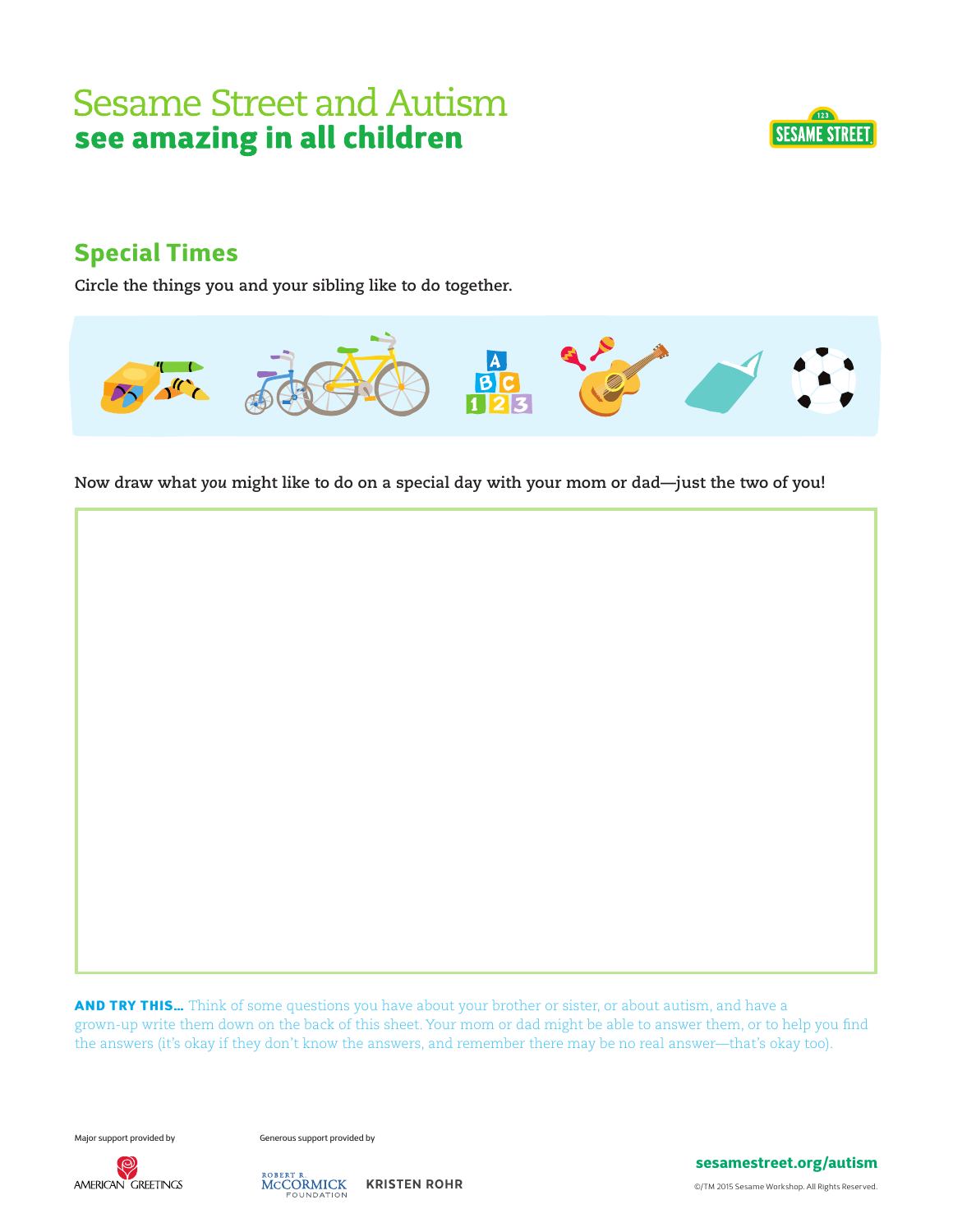# Sesame Street and Autism

**see amazing in all children**

## Special Times

**Circle the things you and your sibling like to do together.**

**Now draw what *you* might like to do on a special day with your mom or dad—just the two of you!**

**AND TRY THIS...** Think of some questions you have about your brother or sister, or about autism, and have a grown-up write them down on the back of this sheet. Your mom or dad might be able to answer them, or to help you find the answers (it's okay if they don't know the answers, and remember there may be no real answer—that's okay too).

Major support provided by

AMERICAN GREETINGS

Generous support provided by

ROBERT R. McCORMICK FOUNDATION

KRISTEN ROHR

**sesamestreet.org/autism**

©/TM 2015 Sesame Workshop. All Rights Reserved.